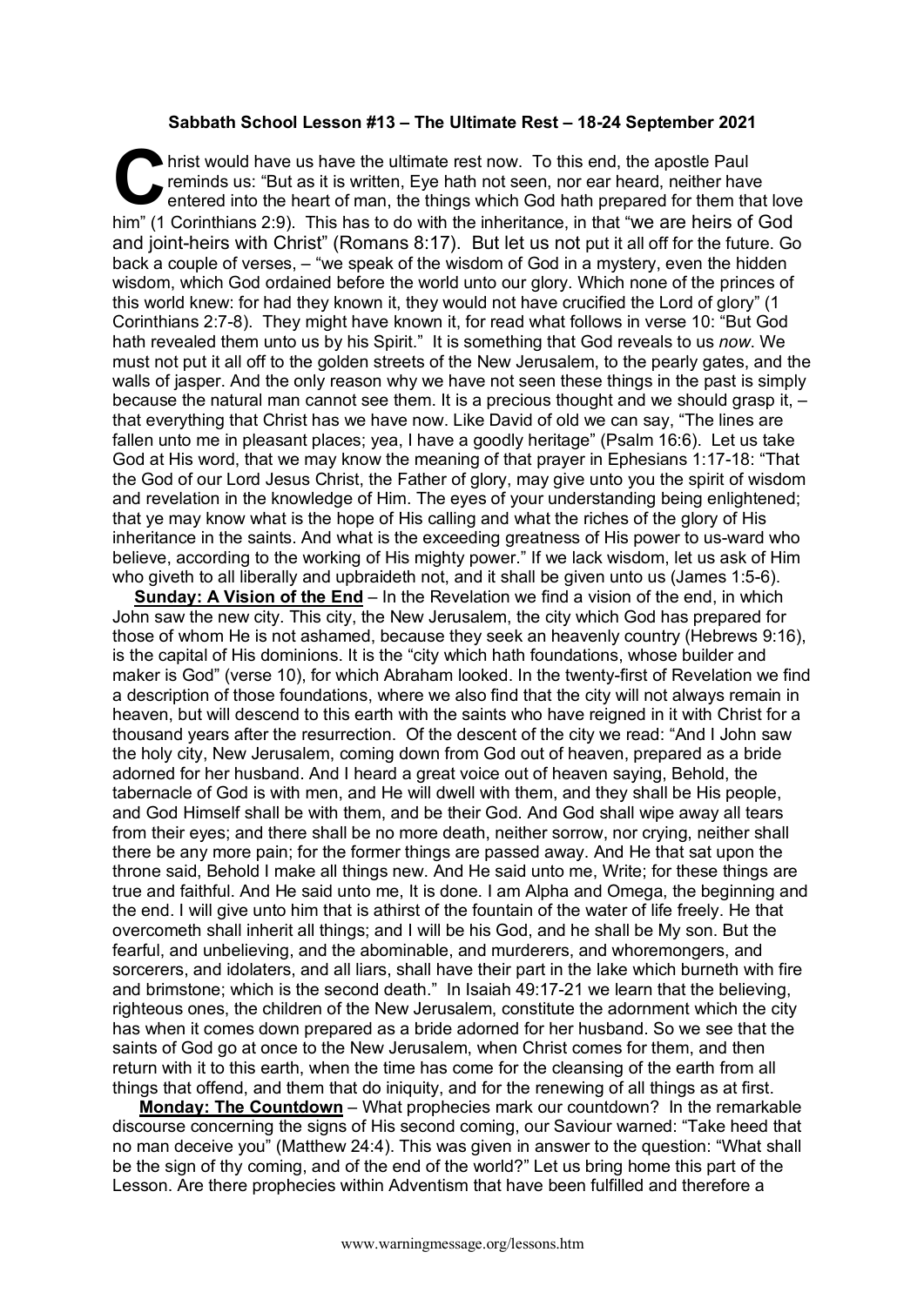**Sabbath School Lesson #13 – The Ultimate Rest – 18-24 September 2021**

Christ would have us have the ultimate rest now. To this end, the apostle Paul reminds us: "But as it is written, Eye hath not seen, nor ear heard, neither have entered into the heart of man, the things which God hath prepared for them that love him" (1 Corinthians 2:9). This has to do with the inheritance, in that "we are heirs of God and joint-heirs with Christ" (Romans 8:17). But let us not put it all off for the future. Go back a couple of verses, – "we speak of the wisdom of God in a mystery, even the hidden wisdom, which God ordained before the world unto our glory. Which none of the princes of this world knew: for had they known it, they would not have crucified the Lord of glory" (1 Corinthians 2:7-8). They might have known it, for read what follows in verse 10: "But God hath revealed them unto us by his Spirit." It is something that God reveals to us *now*. We must not put it all off to the golden streets of the New Jerusalem, to the pearly gates, and the walls of jasper. And the only reason why we have not seen these things in the past is simply because the natural man cannot see them. It is a precious thought and we should grasp it, – that everything that Christ has we have now. Like David of old we can say, "The lines are fallen unto me in pleasant places; yea, I have a goodly heritage" (Psalm 16:6). Let us take God at His word, that we may know the meaning of that prayer in Ephesians 1:17-18: "That the God of our Lord Jesus Christ, the Father of glory, may give unto you the spirit of wisdom and revelation in the knowledge of Him. The eyes of your understanding being enlightened; that ye may know what is the hope of His calling and what the riches of the glory of His inheritance in the saints. And what is the exceeding greatness of His power to us-ward who believe, according to the working of His mighty power." If we lack wisdom, let us ask of Him who giveth to all liberally and upbraideth not, and it shall be given unto us (James 1:5-6).

**Sunday: A Vision of the End** – In the Revelation we find a vision of the end, in which John saw the new city. This city, the New Jerusalem, the city which God has prepared for those of whom He is not ashamed, because they seek an heavenly country (Hebrews 9:16), is the capital of His dominions. It is the "city which hath foundations, whose builder and maker is God" (verse 10), for which Abraham looked. In the twenty-first of Revelation we find a description of those foundations, where we also find that the city will not always remain in heaven, but will descend to this earth with the saints who have reigned in it with Christ for a thousand years after the resurrection. Of the descent of the city we read: "And I John saw the holy city, New Jerusalem, coming down from God out of heaven, prepared as a bride adorned for her husband. And I heard a great voice out of heaven saying, Behold, the tabernacle of God is with men, and He will dwell with them, and they shall be His people, and God Himself shall be with them, and be their God. And God shall wipe away all tears from their eyes; and there shall be no more death, neither sorrow, nor crying, neither shall there be any more pain; for the former things are passed away. And He that sat upon the throne said, Behold I make all things new. And He said unto me, Write; for these things are true and faithful. And He said unto me, It is done. I am Alpha and Omega, the beginning and the end. I will give unto him that is athirst of the fountain of the water of life freely. He that overcometh shall inherit all things; and I will be his God, and he shall be My son. But the fearful, and unbelieving, and the abominable, and murderers, and whoremongers, and sorcerers, and idolaters, and all liars, shall have their part in the lake which burneth with fire and brimstone; which is the second death." In Isaiah 49:17-21 we learn that the believing, righteous ones, the children of the New Jerusalem, constitute the adornment which the city has when it comes down prepared as a bride adorned for her husband. So we see that the saints of God go at once to the New Jerusalem, when Christ comes for them, and then return with it to this earth, when the time has come for the cleansing of the earth from all things that offend, and them that do iniquity, and for the renewing of all things as at first.

**Monday: The Countdown** – What prophecies mark our countdown? In the remarkable discourse concerning the signs of His second coming, our Saviour warned: "Take heed that no man deceive you" (Matthew 24:4). This was given in answer to the question: "What shall be the sign of thy coming, and of the end of the world?" Let us bring home this part of the Lesson. Are there prophecies within Adventism that have been fulfilled and therefore a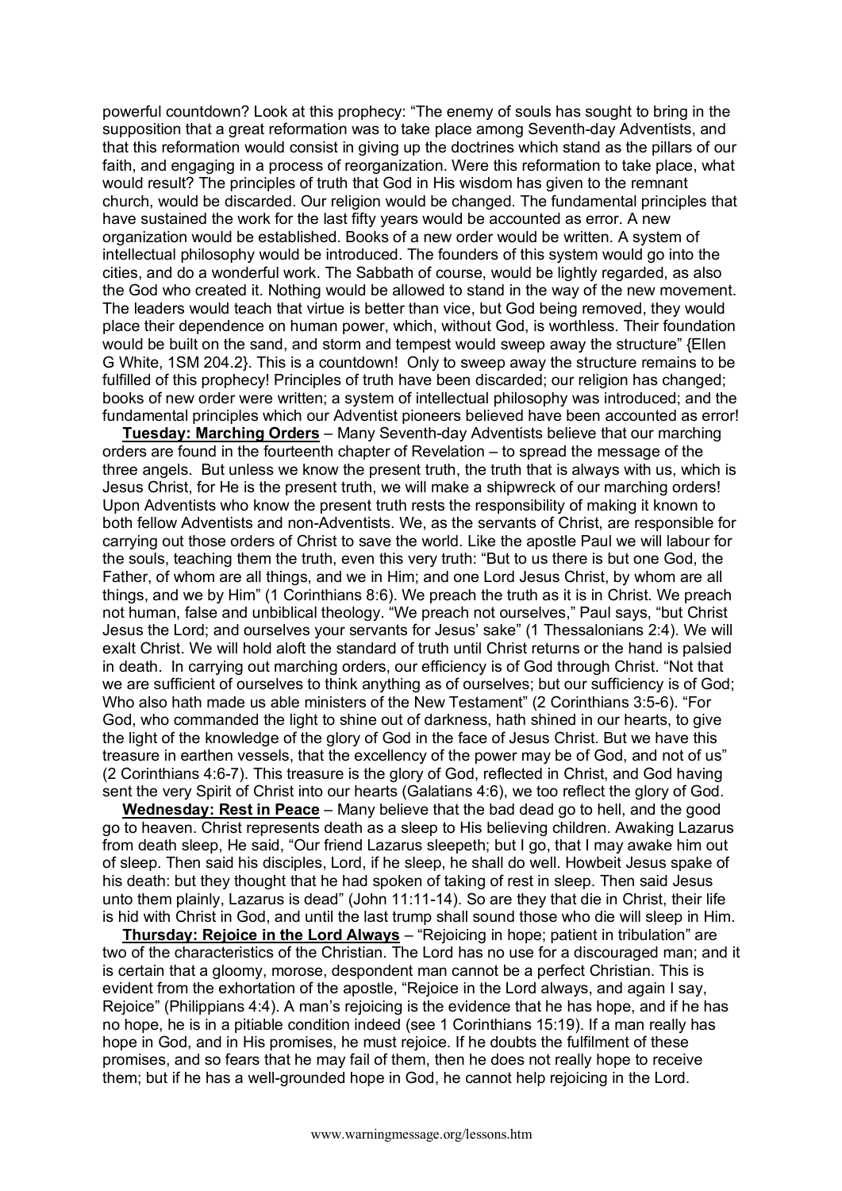powerful countdown? Look at this prophecy: "The enemy of souls has sought to bring in the supposition that a great reformation was to take place among Seventh-day Adventists, and that this reformation would consist in giving up the doctrines which stand as the pillars of our faith, and engaging in a process of reorganization. Were this reformation to take place, what would result? The principles of truth that God in His wisdom has given to the remnant church, would be discarded. Our religion would be changed. The fundamental principles that have sustained the work for the last fifty years would be accounted as error. A new organization would be established. Books of a new order would be written. A system of intellectual philosophy would be introduced. The founders of this system would go into the cities, and do a wonderful work. The Sabbath of course, would be lightly regarded, as also the God who created it. Nothing would be allowed to stand in the way of the new movement. The leaders would teach that virtue is better than vice, but God being removed, they would place their dependence on human power, which, without God, is worthless. Their foundation would be built on the sand, and storm and tempest would sweep away the structure" {Ellen G White, 1SM 204.2}. This is a countdown! Only to sweep away the structure remains to be fulfilled of this prophecy! Principles of truth have been discarded; our religion has changed; books of new order were written; a system of intellectual philosophy was introduced; and the fundamental principles which our Adventist pioneers believed have been accounted as error!

**Tuesday: Marching Orders** – Many Seventh-day Adventists believe that our marching orders are found in the fourteenth chapter of Revelation – to spread the message of the three angels. But unless we know the present truth, the truth that is always with us, which is Jesus Christ, for He is the present truth, we will make a shipwreck of our marching orders! Upon Adventists who know the present truth rests the responsibility of making it known to both fellow Adventists and non-Adventists. We, as the servants of Christ, are responsible for carrying out those orders of Christ to save the world. Like the apostle Paul we will labour for the souls, teaching them the truth, even this very truth: "But to us there is but one God, the Father, of whom are all things, and we in Him; and one Lord Jesus Christ, by whom are all things, and we by Him" (1 Corinthians 8:6). We preach the truth as it is in Christ. We preach not human, false and unbiblical theology. "We preach not ourselves," Paul says, "but Christ Jesus the Lord; and ourselves your servants for Jesus' sake" (1 Thessalonians 2:4). We will exalt Christ. We will hold aloft the standard of truth until Christ returns or the hand is palsied in death. In carrying out our marching orders, our efficiency is of God through Christ. "Not that we are sufficient of ourselves to think anything as of ourselves; but our sufficiency is of God; Who also hath made us able ministers of the New Testament" (2 Corinthians 3:5-6). "For God, who commanded the light to shine out of darkness, hath shined in our hearts, to give the light of the knowledge of the glory of God in the face of Jesus Christ. But we have this treasure in earthen vessels, that the excellency of the power may be of God, and not of us" (2 Corinthians 4:6-7). This treasure is the glory of God, reflected in Christ, and God having sent the very Spirit of Christ into our hearts (Galatians 4:6), we too reflect the glory of God.

**Wednesday: Rest in Peace** – Many believe that the bad dead go to hell, and the good go to heaven. Christ represents death as a sleep to His believing children. Awaking Lazarus from death sleep, He said, "Our friend Lazarus sleepeth; but I go, that I may awake him out of sleep. Then said his disciples, Lord, if he sleep, he shall do well. Howbeit Jesus spake of his death: but they thought that he had spoken of taking of rest in sleep. Then said Jesus unto them plainly, Lazarus is dead" (John 11:11-14). So are they that die in Christ, their life is hid with Christ in God, and until the last trump shall sound those who die will sleep in Him.

**Thursday: Rejoice in the Lord Always** – "Rejoicing in hope; patient in tribulation" are two of the characteristics of the Christian. The Lord has no use for a discouraged man; and it is certain that a gloomy, morose, despondent man cannot be a perfect Christian. This is evident from the exhortation of the apostle, "Rejoice in the Lord always, and again I say, Rejoice" (Philippians 4:4). A man's rejoicing is the evidence that he has hope, and if he has no hope, he is in a pitiable condition indeed (see 1 Corinthians 15:19). If a man really has hope in God, and in His promises, he must rejoice. If he doubts the fulfilment of these promises, and so fears that he may fail of them, then he does not really hope to receive them; but if he has a well-grounded hope in God, he cannot help rejoicing in the Lord.

www.warningmessage.org/lessons.htm